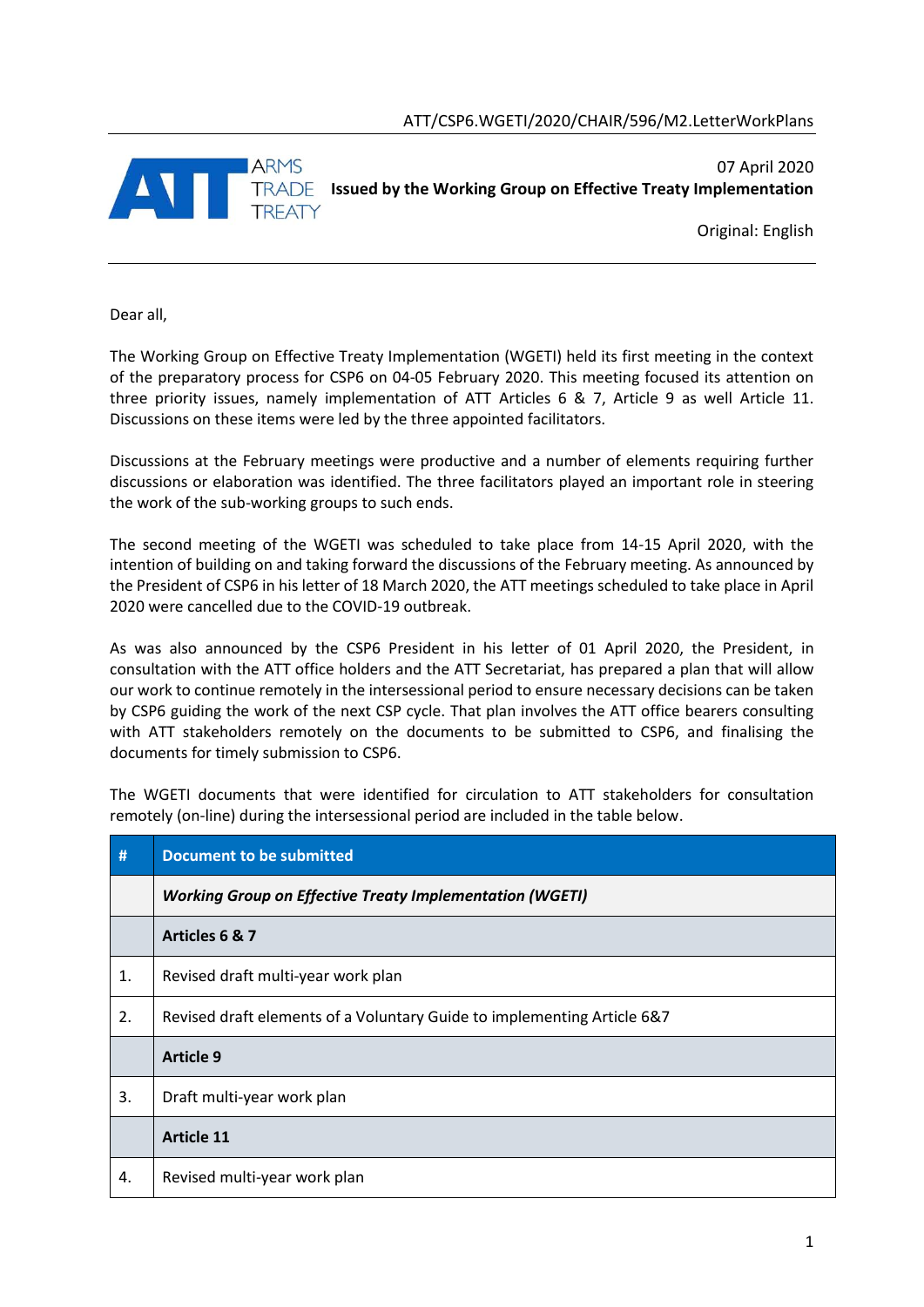ATT/CSP6.WGETI/2020/CHAIR/596/M2.LetterWorkPlans

ARMS TRADE TREATY

07 April 2020

**Issued by the Working Group on Effective Treaty Implementation**

Original: English

Dear all,

The Working Group on Effective Treaty Implementation (WGETI) held its first meeting in the context of the preparatory process for CSP6 on 04-05 February 2020. This meeting focused its attention on three priority issues, namely implementation of ATT Articles 6 & 7, Article 9 as well Article 11. Discussions on these items were led by the three appointed facilitators.

Discussions at the February meetings were productive and a number of elements requiring further discussions or elaboration was identified. The three facilitators played an important role in steering the work of the sub-working groups to such ends.

The second meeting of the WGETI was scheduled to take place from 14-15 April 2020, with the intention of building on and taking forward the discussions of the February meeting. As announced by the President of CSP6 in his letter of 18 March 2020, the ATT meetings scheduled to take place in April 2020 were cancelled due to the COVID-19 outbreak.

As was also announced by the CSP6 President in his letter of 01 April 2020, the President, in consultation with the ATT office holders and the ATT Secretariat, has prepared a plan that will allow our work to continue remotely in the intersessional period to ensure necessary decisions can be taken by CSP6 guiding the work of the next CSP cycle. That plan involves the ATT office bearers consulting with ATT stakeholders remotely on the documents to be submitted to CSP6, and finalising the documents for timely submission to CSP6.

The WGETI documents that were identified for circulation to ATT stakeholders for consultation remotely (on-line) during the intersessional period are included in the table below.

| # | Document to be submitted |
|---|---|
| | ***Working Group on Effective Treaty Implementation (WGETI)*** |
| | **Articles 6 & 7** |
| 1. | Revised draft multi-year work plan |
| 2. | Revised draft elements of a Voluntary Guide to implementing Article 6&7 |
| | **Article 9** |
| 3. | Draft multi-year work plan |
| | **Article 11** |
| 4. | Revised multi-year work plan |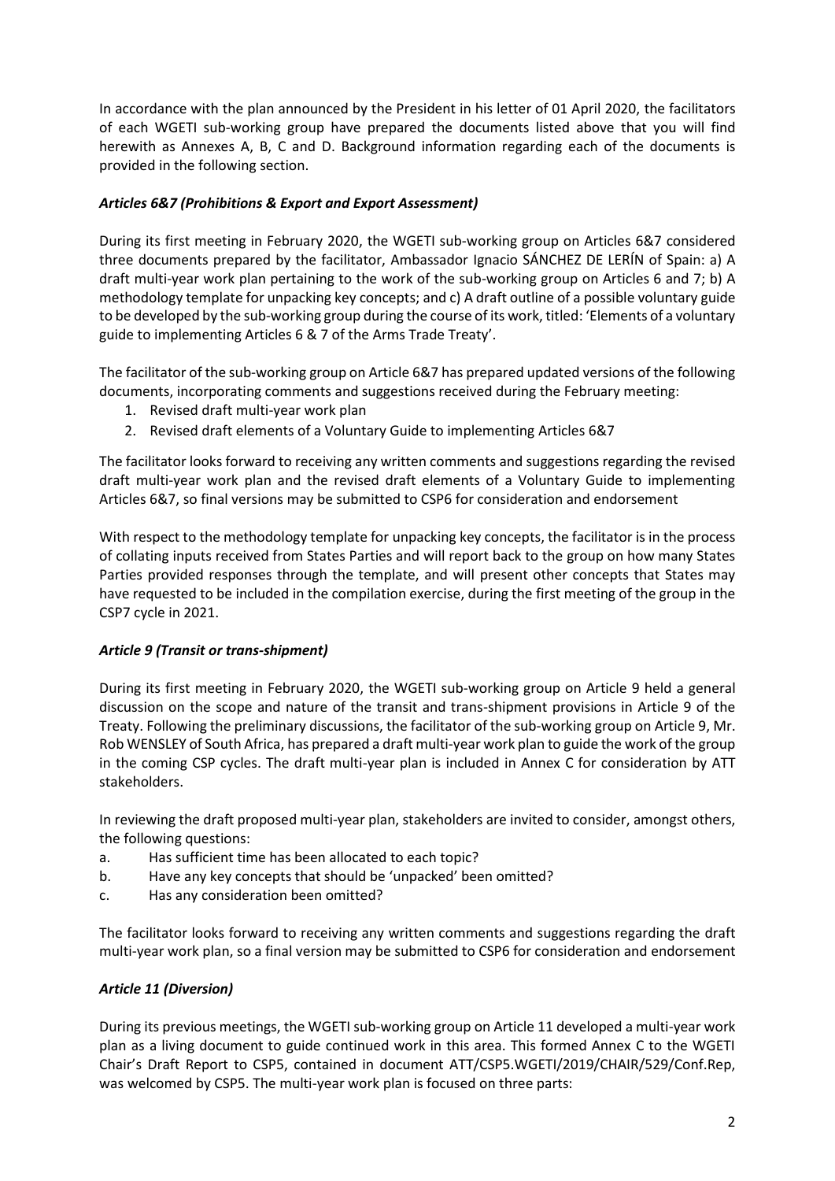In accordance with the plan announced by the President in his letter of 01 April 2020, the facilitators of each WGETI sub-working group have prepared the documents listed above that you will find herewith as Annexes A, B, C and D. Background information regarding each of the documents is provided in the following section.

### *Articles 6&7 (Prohibitions & Export and Export Assessment)*

During its first meeting in February 2020, the WGETI sub-working group on Articles 6&7 considered three documents prepared by the facilitator, Ambassador Ignacio SÁNCHEZ DE LERÍN of Spain: a) A draft multi-year work plan pertaining to the work of the sub-working group on Articles 6 and 7; b) A methodology template for unpacking key concepts; and c) A draft outline of a possible voluntary guide to be developed by the sub-working group during the course of its work, titled: 'Elements of a voluntary guide to implementing Articles 6 & 7 of the Arms Trade Treaty'.

The facilitator of the sub-working group on Article 6&7 has prepared updated versions of the following documents, incorporating comments and suggestions received during the February meeting:

1. Revised draft multi-year work plan
2. Revised draft elements of a Voluntary Guide to implementing Articles 6&7

The facilitator looks forward to receiving any written comments and suggestions regarding the revised draft multi-year work plan and the revised draft elements of a Voluntary Guide to implementing Articles 6&7, so final versions may be submitted to CSP6 for consideration and endorsement

With respect to the methodology template for unpacking key concepts, the facilitator is in the process of collating inputs received from States Parties and will report back to the group on how many States Parties provided responses through the template, and will present other concepts that States may have requested to be included in the compilation exercise, during the first meeting of the group in the CSP7 cycle in 2021.

### *Article 9 (Transit or trans-shipment)*

During its first meeting in February 2020, the WGETI sub-working group on Article 9 held a general discussion on the scope and nature of the transit and trans-shipment provisions in Article 9 of the Treaty. Following the preliminary discussions, the facilitator of the sub-working group on Article 9, Mr. Rob WENSLEY of South Africa, has prepared a draft multi-year work plan to guide the work of the group in the coming CSP cycles. The draft multi-year plan is included in Annex C for consideration by ATT stakeholders.

In reviewing the draft proposed multi-year plan, stakeholders are invited to consider, amongst others, the following questions:

a. Has sufficient time has been allocated to each topic?
b. Have any key concepts that should be 'unpacked' been omitted?
c. Has any consideration been omitted?

The facilitator looks forward to receiving any written comments and suggestions regarding the draft multi-year work plan, so a final version may be submitted to CSP6 for consideration and endorsement

### *Article 11 (Diversion)*

During its previous meetings, the WGETI sub-working group on Article 11 developed a multi-year work plan as a living document to guide continued work in this area. This formed Annex C to the WGETI Chair's Draft Report to CSP5, contained in document ATT/CSP5.WGETI/2019/CHAIR/529/Conf.Rep, was welcomed by CSP5. The multi-year work plan is focused on three parts: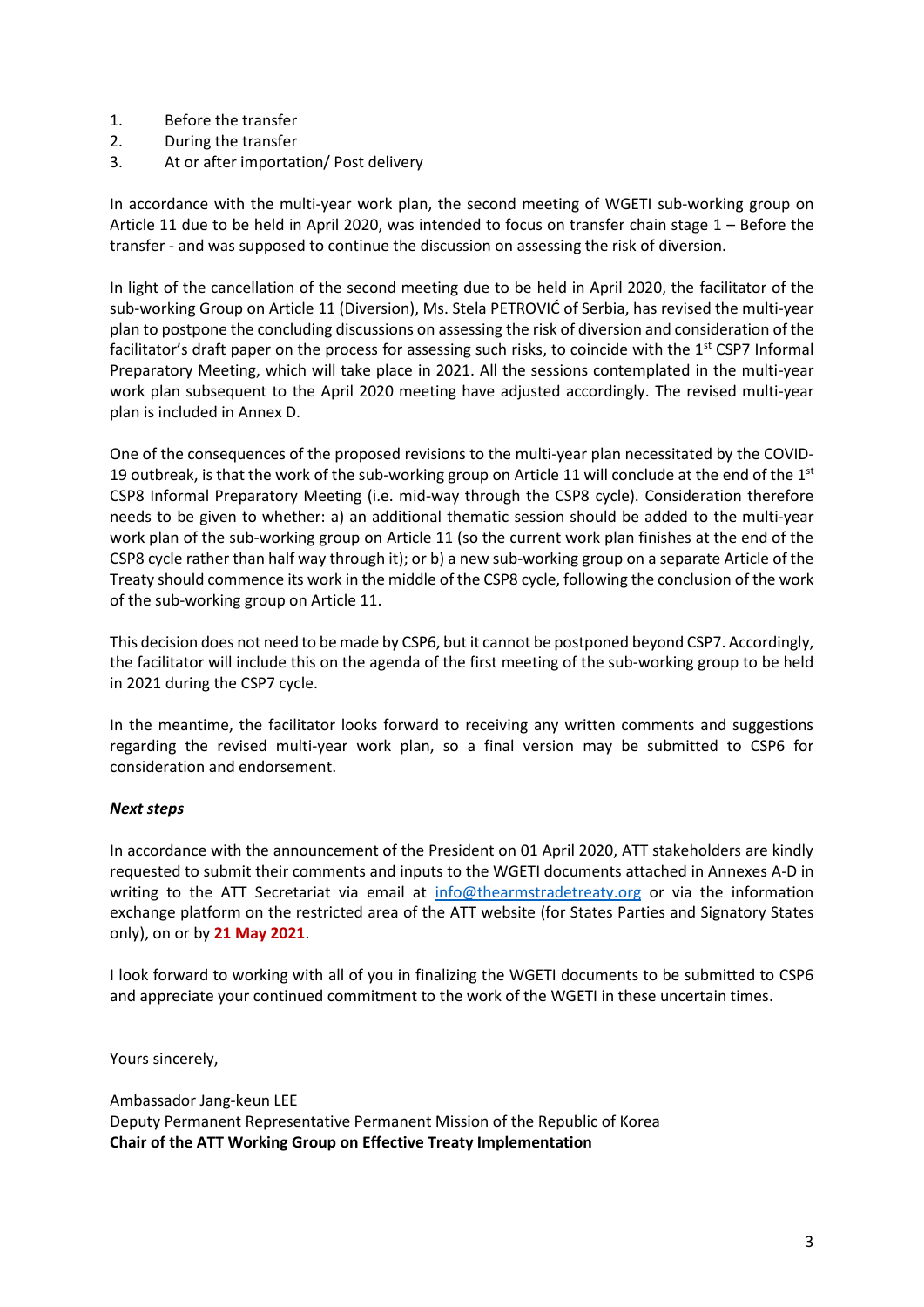1. Before the transfer
2. During the transfer
3. At or after importation/ Post delivery

In accordance with the multi-year work plan, the second meeting of WGETI sub-working group on Article 11 due to be held in April 2020, was intended to focus on transfer chain stage 1 – Before the transfer - and was supposed to continue the discussion on assessing the risk of diversion.

In light of the cancellation of the second meeting due to be held in April 2020, the facilitator of the sub-working Group on Article 11 (Diversion), Ms. Stela PETROVIĆ of Serbia, has revised the multi-year plan to postpone the concluding discussions on assessing the risk of diversion and consideration of the facilitator's draft paper on the process for assessing such risks, to coincide with the 1st CSP7 Informal Preparatory Meeting, which will take place in 2021. All the sessions contemplated in the multi-year work plan subsequent to the April 2020 meeting have adjusted accordingly. The revised multi-year plan is included in Annex D.

One of the consequences of the proposed revisions to the multi-year plan necessitated by the COVID-19 outbreak, is that the work of the sub-working group on Article 11 will conclude at the end of the 1st CSP8 Informal Preparatory Meeting (i.e. mid-way through the CSP8 cycle). Consideration therefore needs to be given to whether: a) an additional thematic session should be added to the multi-year work plan of the sub-working group on Article 11 (so the current work plan finishes at the end of the CSP8 cycle rather than half way through it); or b) a new sub-working group on a separate Article of the Treaty should commence its work in the middle of the CSP8 cycle, following the conclusion of the work of the sub-working group on Article 11.

This decision does not need to be made by CSP6, but it cannot be postponed beyond CSP7. Accordingly, the facilitator will include this on the agenda of the first meeting of the sub-working group to be held in 2021 during the CSP7 cycle.

In the meantime, the facilitator looks forward to receiving any written comments and suggestions regarding the revised multi-year work plan, so a final version may be submitted to CSP6 for consideration and endorsement.

***Next steps***

In accordance with the announcement of the President on 01 April 2020, ATT stakeholders are kindly requested to submit their comments and inputs to the WGETI documents attached in Annexes A-D in writing to the ATT Secretariat via email at info@thearmstradetreaty.org or via the information exchange platform on the restricted area of the ATT website (for States Parties and Signatory States only), on or by **21 May 2021**.

I look forward to working with all of you in finalizing the WGETI documents to be submitted to CSP6 and appreciate your continued commitment to the work of the WGETI in these uncertain times.

Yours sincerely,

Ambassador Jang-keun LEE
Deputy Permanent Representative Permanent Mission of the Republic of Korea
**Chair of the ATT Working Group on Effective Treaty Implementation**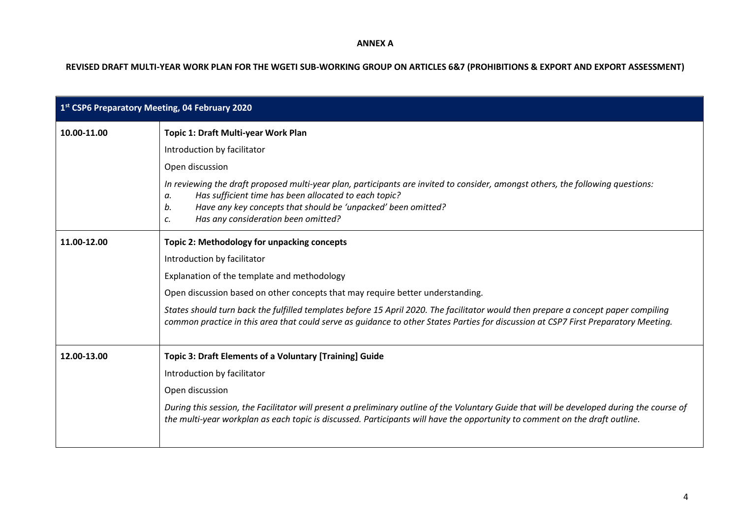**ANNEX A**

**REVISED DRAFT MULTI-YEAR WORK PLAN FOR THE WGETI SUB-WORKING GROUP ON ARTICLES 6&7 (PROHIBITIONS & EXPORT AND EXPORT ASSESSMENT)**

| **1st CSP6 Preparatory Meeting, 04 February 2020** | |
|---|---|
| **10.00-11.00** | **Topic 1: Draft Multi-year Work Plan**<br><br>Introduction by facilitator<br><br>Open discussion<br><br>*In reviewing the draft proposed multi-year plan, participants are invited to consider, amongst others, the following questions:*<br>*a. Has sufficient time has been allocated to each topic?*<br>*b. Have any key concepts that should be 'unpacked' been omitted?*<br>*c. Has any consideration been omitted?* |
| **11.00-12.00** | **Topic 2: Methodology for unpacking concepts**<br><br>Introduction by facilitator<br><br>Explanation of the template and methodology<br><br>Open discussion based on other concepts that may require better understanding.<br><br>*States should turn back the fulfilled templates before 15 April 2020. The facilitator would then prepare a concept paper compiling common practice in this area that could serve as guidance to other States Parties for discussion at CSP7 First Preparatory Meeting.* |
| **12.00-13.00** | **Topic 3: Draft Elements of a Voluntary [Training] Guide**<br><br>Introduction by facilitator<br><br>Open discussion<br><br>*During this session, the Facilitator will present a preliminary outline of the Voluntary Guide that will be developed during the course of the multi-year workplan as each topic is discussed. Participants will have the opportunity to comment on the draft outline.* |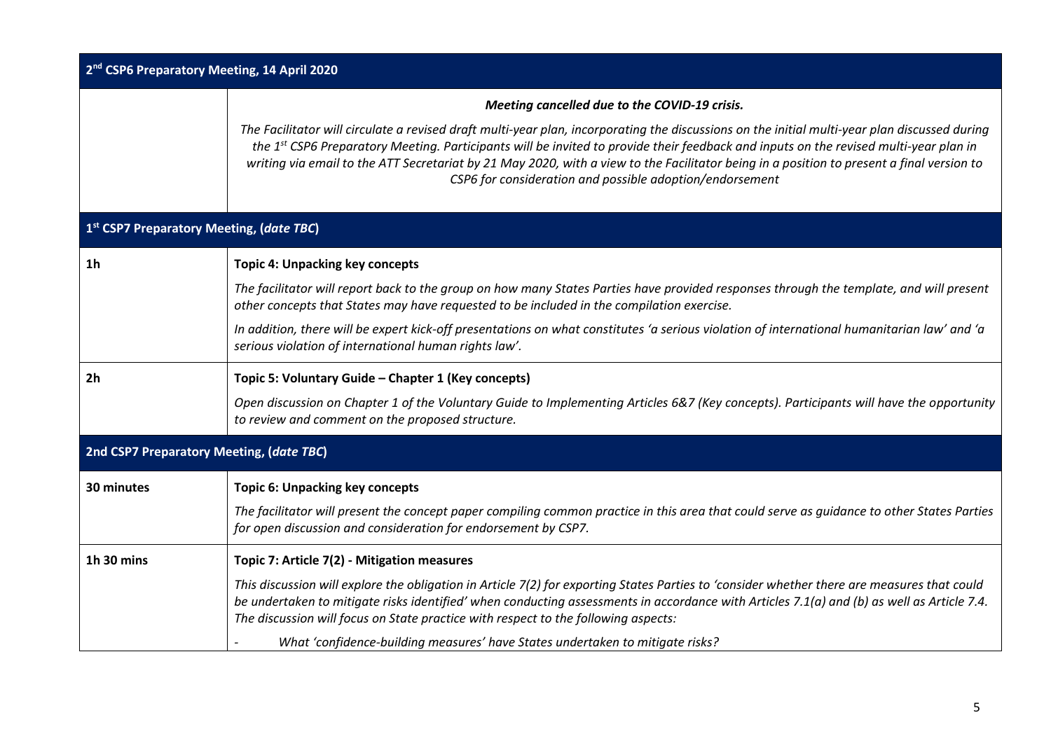| **2nd CSP6 Preparatory Meeting, 14 April 2020** | |
|---|---|
| | ***Meeting cancelled due to the COVID-19 crisis.***<br>*The Facilitator will circulate a revised draft multi-year plan, incorporating the discussions on the initial multi-year plan discussed during the 1st CSP6 Preparatory Meeting. Participants will be invited to provide their feedback and inputs on the revised multi-year plan in writing via email to the ATT Secretariat by 21 May 2020, with a view to the Facilitator being in a position to present a final version to CSP6 for consideration and possible adoption/endorsement* |
| **1st CSP7 Preparatory Meeting, (*date TBC*)** | |
| **1h** | **Topic 4: Unpacking key concepts**<br>*The facilitator will report back to the group on how many States Parties have provided responses through the template, and will present other concepts that States may have requested to be included in the compilation exercise.*<br>*In addition, there will be expert kick-off presentations on what constitutes 'a serious violation of international humanitarian law' and 'a serious violation of international human rights law'.* |
| **2h** | **Topic 5: Voluntary Guide – Chapter 1 (Key concepts)**<br>*Open discussion on Chapter 1 of the Voluntary Guide to Implementing Articles 6&7 (Key concepts). Participants will have the opportunity to review and comment on the proposed structure.* |
| **2nd CSP7 Preparatory Meeting, (*date TBC*)** | |
| **30 minutes** | **Topic 6: Unpacking key concepts**<br>*The facilitator will present the concept paper compiling common practice in this area that could serve as guidance to other States Parties for open discussion and consideration for endorsement by CSP7.* |
| **1h 30 mins** | **Topic 7: Article 7(2) - Mitigation measures**<br>*This discussion will explore the obligation in Article 7(2) for exporting States Parties to 'consider whether there are measures that could be undertaken to mitigate risks identified' when conducting assessments in accordance with Articles 7.1(a) and (b) as well as Article 7.4. The discussion will focus on State practice with respect to the following aspects:*<br>- *What 'confidence-building measures' have States undertaken to mitigate risks?* |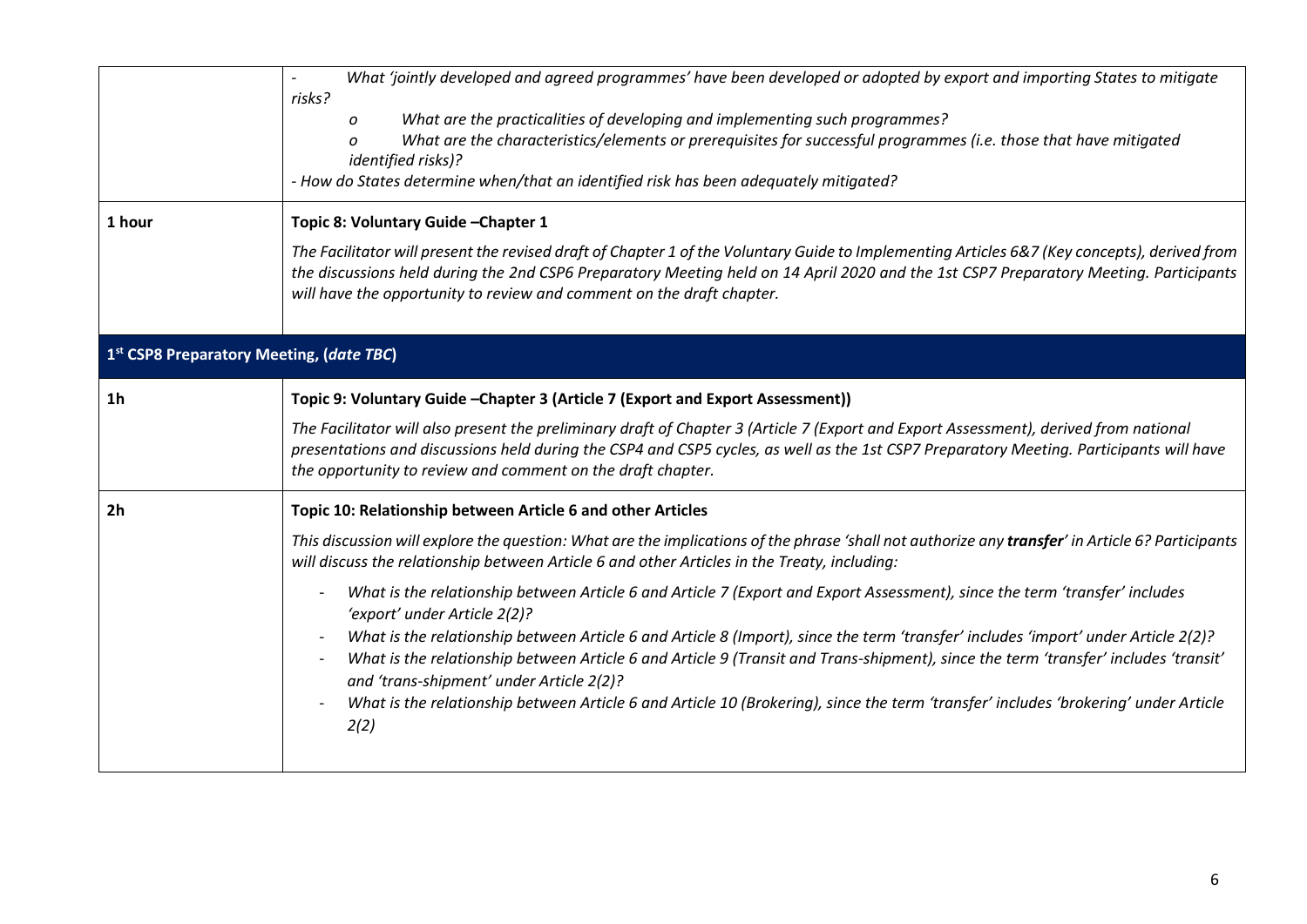| | |
|---|---|
| | - *What 'jointly developed and agreed programmes' have been developed or adopted by export and importing States to mitigate risks?*<br>o *What are the practicalities of developing and implementing such programmes?*<br>o *What are the characteristics/elements or prerequisites for successful programmes (i.e. those that have mitigated identified risks)?*<br>*- How do States determine when/that an identified risk has been adequately mitigated?* |
| 1 hour | **Topic 8: Voluntary Guide –Chapter 1**<br>*The Facilitator will present the revised draft of Chapter 1 of the Voluntary Guide to Implementing Articles 6&7 (Key concepts), derived from the discussions held during the 2nd CSP6 Preparatory Meeting held on 14 April 2020 and the 1st CSP7 Preparatory Meeting. Participants will have the opportunity to review and comment on the draft chapter.* |
| **1st CSP8 Preparatory Meeting, (*date TBC*)** | |
| 1h | **Topic 9: Voluntary Guide –Chapter 3 (Article 7 (Export and Export Assessment))**<br>*The Facilitator will also present the preliminary draft of Chapter 3 (Article 7 (Export and Export Assessment), derived from national presentations and discussions held during the CSP4 and CSP5 cycles, as well as the 1st CSP7 Preparatory Meeting. Participants will have the opportunity to review and comment on the draft chapter.* |
| 2h | **Topic 10: Relationship between Article 6 and other Articles**<br>*This discussion will explore the question: What are the implications of the phrase 'shall not authorize any **transfer**' in Article 6? Participants will discuss the relationship between Article 6 and other Articles in the Treaty, including:*<br>- *What is the relationship between Article 6 and Article 7 (Export and Export Assessment), since the term 'transfer' includes 'export' under Article 2(2)?*<br>- *What is the relationship between Article 6 and Article 8 (Import), since the term 'transfer' includes 'import' under Article 2(2)?*<br>- *What is the relationship between Article 6 and Article 9 (Transit and Trans-shipment), since the term 'transfer' includes 'transit' and 'trans-shipment' under Article 2(2)?*<br>- *What is the relationship between Article 6 and Article 10 (Brokering), since the term 'transfer' includes 'brokering' under Article 2(2)* |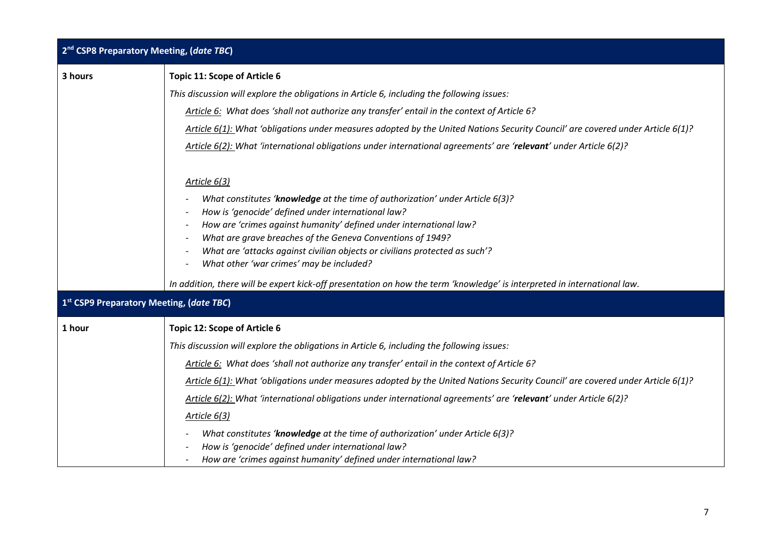| 2[nd] CSP8 Preparatory Meeting, (*date TBC*) | |
|---|---|
| **3 hours** | **Topic 11: Scope of Article 6**<br><br>*This discussion will explore the obligations in Article 6, including the following issues:*<br><br>*Article 6: What does 'shall not authorize any transfer' entail in the context of Article 6?*<br><br>*Article 6(1): What 'obligations under measures adopted by the United Nations Security Council' are covered under Article 6(1)?*<br><br>*Article 6(2): What 'international obligations under international agreements' are '**relevant**' under Article 6(2)?*<br><br>*Article 6(3)*<br><br>- *What constitutes '**knowledge** at the time of authorization' under Article 6(3)?*<br>- *How is 'genocide' defined under international law?*<br>- *How are 'crimes against humanity' defined under international law?*<br>- *What are grave breaches of the Geneva Conventions of 1949?*<br>- *What are 'attacks against civilian objects or civilians protected as such'?*<br>- *What other 'war crimes' may be included?*<br><br>*In addition, there will be expert kick-off presentation on how the term 'knowledge' is interpreted in international law.* |
| **1[st] CSP9 Preparatory Meeting, (*date TBC*)** | |
| **1 hour** | **Topic 12: Scope of Article 6**<br><br>*This discussion will explore the obligations in Article 6, including the following issues:*<br><br>*Article 6: What does 'shall not authorize any transfer' entail in the context of Article 6?*<br><br>*Article 6(1): What 'obligations under measures adopted by the United Nations Security Council' are covered under Article 6(1)?*<br><br>*Article 6(2): What 'international obligations under international agreements' are '**relevant**' under Article 6(2)?*<br><br>*Article 6(3)*<br><br>- *What constitutes '**knowledge** at the time of authorization' under Article 6(3)?*<br>- *How is 'genocide' defined under international law?*<br>- *How are 'crimes against humanity' defined under international law?* |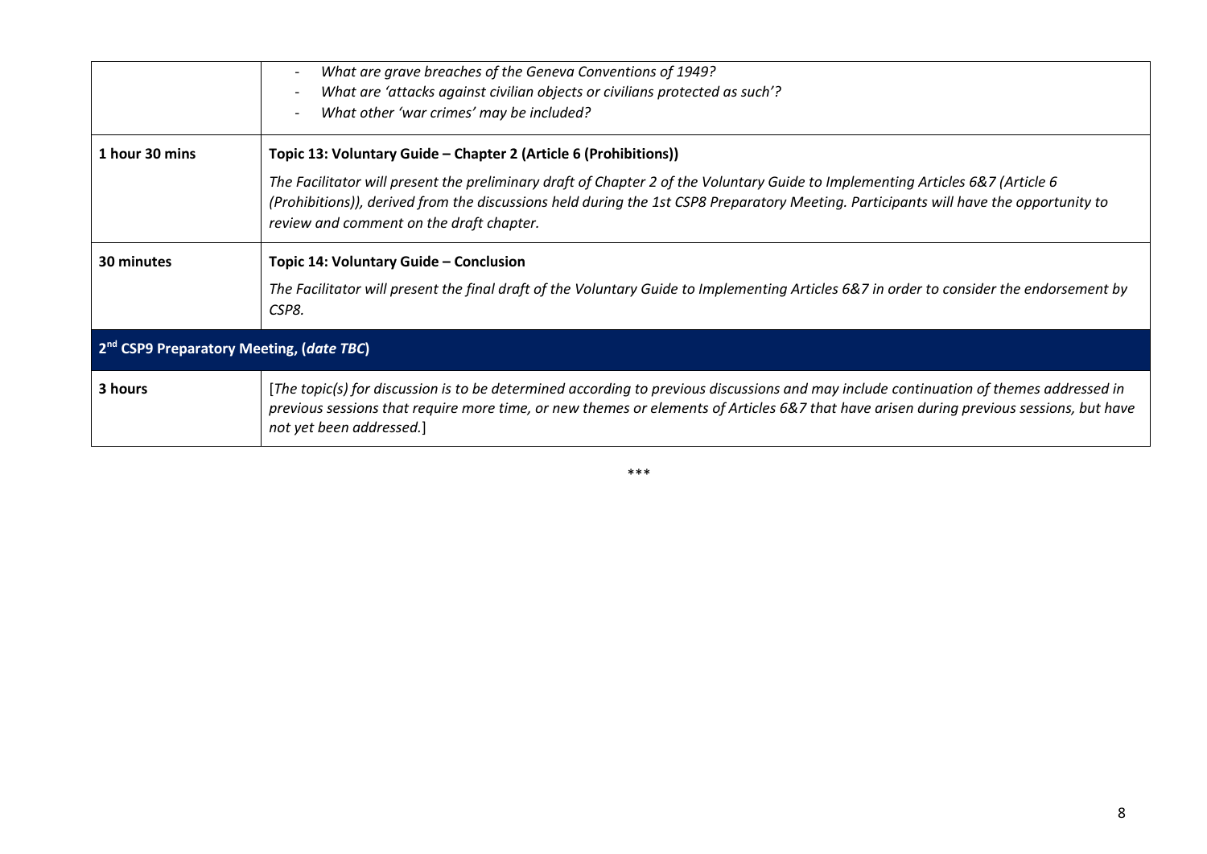| | |
|---|---|
| | - *What are grave breaches of the Geneva Conventions of 1949?*<br>- *What are 'attacks against civilian objects or civilians protected as such'?*<br>- *What other 'war crimes' may be included?* |
| **1 hour 30 mins** | **Topic 13: Voluntary Guide – Chapter 2 (Article 6 (Prohibitions))**<br><br>*The Facilitator will present the preliminary draft of Chapter 2 of the Voluntary Guide to Implementing Articles 6&7 (Article 6 (Prohibitions)), derived from the discussions held during the 1st CSP8 Preparatory Meeting. Participants will have the opportunity to review and comment on the draft chapter.* |
| **30 minutes** | **Topic 14: Voluntary Guide – Conclusion**<br><br>*The Facilitator will present the final draft of the Voluntary Guide to Implementing Articles 6&7 in order to consider the endorsement by CSP8.* |
| **2nd CSP9 Preparatory Meeting, (*date TBC*)** | |
| **3 hours** | [*The topic(s) for discussion is to be determined according to previous discussions and may include continuation of themes addressed in previous sessions that require more time, or new themes or elements of Articles 6&7 that have arisen during previous sessions, but have not yet been addressed.*] |

\*\*\*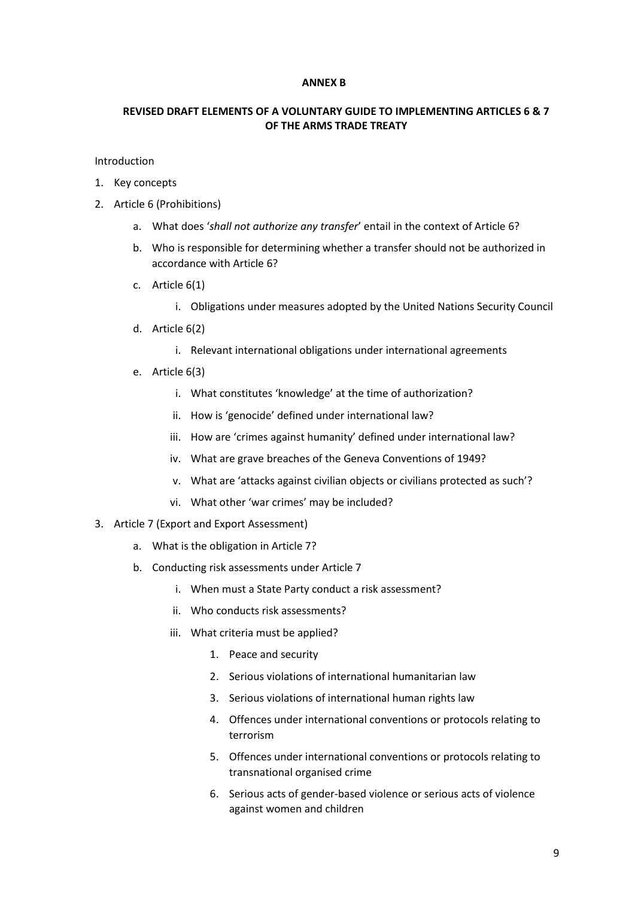**ANNEX B**

**REVISED DRAFT ELEMENTS OF A VOLUNTARY GUIDE TO IMPLEMENTING ARTICLES 6 & 7 OF THE ARMS TRADE TREATY**

Introduction

1. Key concepts
2. Article 6 (Prohibitions)
    a. What does '*shall not authorize any transfer*' entail in the context of Article 6?
    b. Who is responsible for determining whether a transfer should not be authorized in accordance with Article 6?
    c. Article 6(1)
        i. Obligations under measures adopted by the United Nations Security Council
    d. Article 6(2)
        i. Relevant international obligations under international agreements
    e. Article 6(3)
        i. What constitutes 'knowledge' at the time of authorization?
        ii. How is 'genocide' defined under international law?
        iii. How are 'crimes against humanity' defined under international law?
        iv. What are grave breaches of the Geneva Conventions of 1949?
        v. What are 'attacks against civilian objects or civilians protected as such'?
        vi. What other 'war crimes' may be included?
3. Article 7 (Export and Export Assessment)
    a. What is the obligation in Article 7?
    b. Conducting risk assessments under Article 7
        i. When must a State Party conduct a risk assessment?
        ii. Who conducts risk assessments?
        iii. What criteria must be applied?
            1. Peace and security
            2. Serious violations of international humanitarian law
            3. Serious violations of international human rights law
            4. Offences under international conventions or protocols relating to terrorism
            5. Offences under international conventions or protocols relating to transnational organised crime
            6. Serious acts of gender-based violence or serious acts of violence against women and children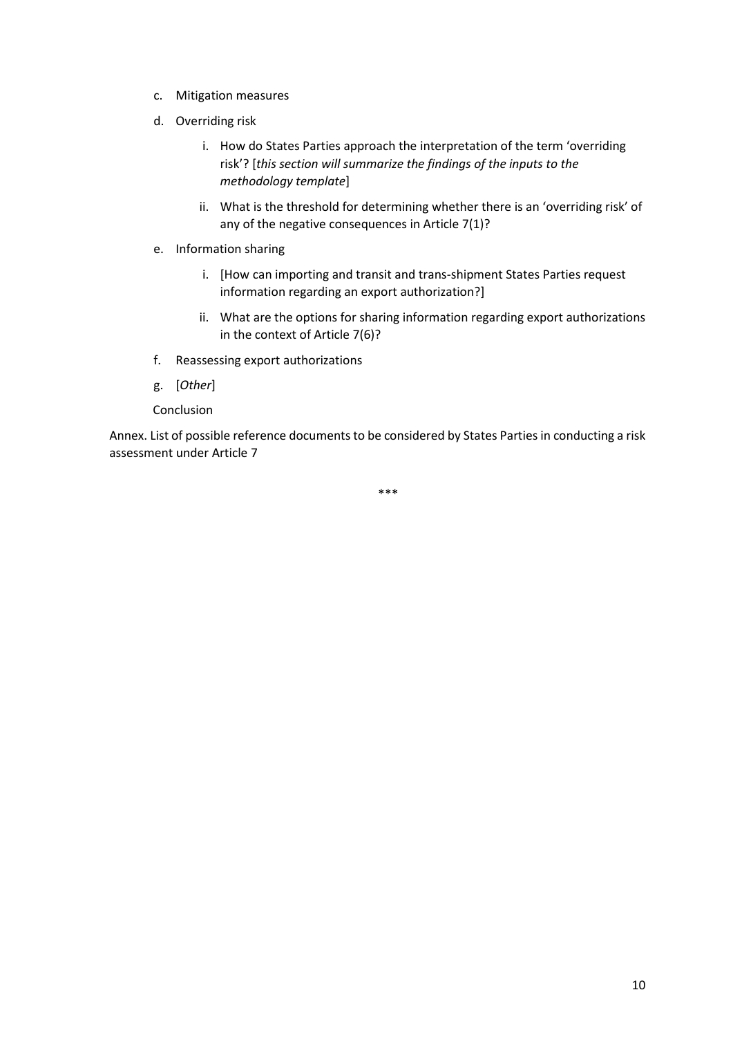c. Mitigation measures

d. Overriding risk

   i. How do States Parties approach the interpretation of the term 'overriding risk'? [*this section will summarize the findings of the inputs to the methodology template*]

   ii. What is the threshold for determining whether there is an 'overriding risk' of any of the negative consequences in Article 7(1)?

e. Information sharing

   i. [How can importing and transit and trans-shipment States Parties request information regarding an export authorization?]

   ii. What are the options for sharing information regarding export authorizations in the context of Article 7(6)?

f. Reassessing export authorizations

g. [*Other*]

Conclusion

Annex. List of possible reference documents to be considered by States Parties in conducting a risk assessment under Article 7

\*\*\*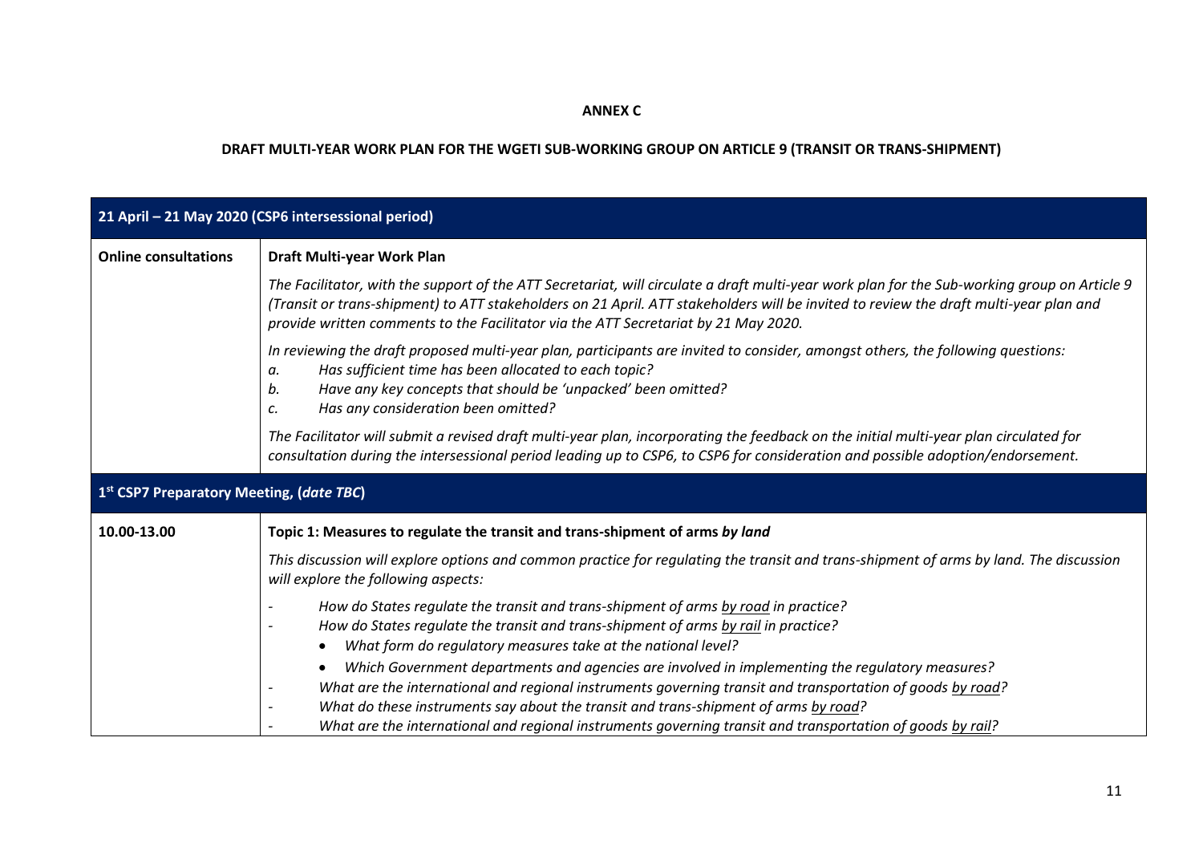**ANNEX C**

**DRAFT MULTI-YEAR WORK PLAN FOR THE WGETI SUB-WORKING GROUP ON ARTICLE 9 (TRANSIT OR TRANS-SHIPMENT)**

| **21 April – 21 May 2020 (CSP6 intersessional period)** | |
|---|---|
| **Online consultations** | **Draft Multi-year Work Plan**<br><br>*The Facilitator, with the support of the ATT Secretariat, will circulate a draft multi-year work plan for the Sub-working group on Article 9 (Transit or trans-shipment) to ATT stakeholders on 21 April. ATT stakeholders will be invited to review the draft multi-year plan and provide written comments to the Facilitator via the ATT Secretariat by 21 May 2020.*<br><br>*In reviewing the draft proposed multi-year plan, participants are invited to consider, amongst others, the following questions:*<br>*a. Has sufficient time has been allocated to each topic?*<br>*b. Have any key concepts that should be 'unpacked' been omitted?*<br>*c. Has any consideration been omitted?*<br><br>*The Facilitator will submit a revised draft multi-year plan, incorporating the feedback on the initial multi-year plan circulated for consultation during the intersessional period leading up to CSP6, to CSP6 for consideration and possible adoption/endorsement.* |
| **1st CSP7 Preparatory Meeting, (*date TBC*)** | |
| **10.00-13.00** | **Topic 1: Measures to regulate the transit and trans-shipment of arms *by land***<br><br>*This discussion will explore options and common practice for regulating the transit and trans-shipment of arms by land. The discussion will explore the following aspects:*<br><br>- *How do States regulate the transit and trans-shipment of arms <u>by road</u> in practice?*<br>- *How do States regulate the transit and trans-shipment of arms <u>by rail</u> in practice?*<br>&nbsp;&nbsp;&nbsp;&nbsp;• *What form do regulatory measures take at the national level?*<br>&nbsp;&nbsp;&nbsp;&nbsp;• *Which Government departments and agencies are involved in implementing the regulatory measures?*<br>- *What are the international and regional instruments governing transit and transportation of goods <u>by road</u>?*<br>- *What do these instruments say about the transit and trans-shipment of arms <u>by road</u>?*<br>- *What are the international and regional instruments governing transit and transportation of goods <u>by rail</u>?* |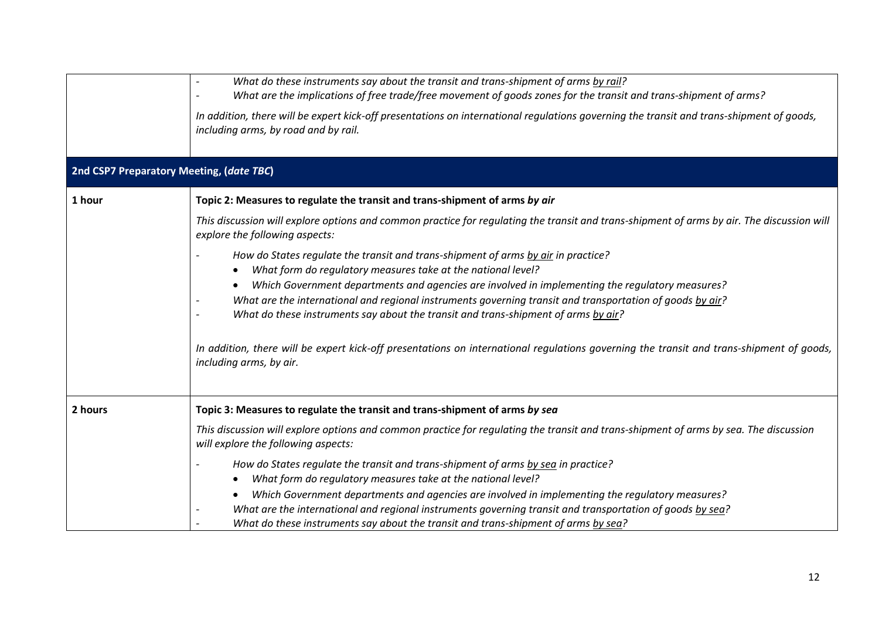| | |
|---|---|
| | - *What do these instruments say about the transit and trans-shipment of arms* <u>*by rail*</u>*?*<br>- *What are the implications of free trade/free movement of goods zones for the transit and trans-shipment of arms?*<br><br>*In addition, there will be expert kick-off presentations on international regulations governing the transit and trans-shipment of goods, including arms, by road and by rail.* |
| **2nd CSP7 Preparatory Meeting, (*date TBC*)** | |
| **1 hour** | **Topic 2: Measures to regulate the transit and trans-shipment of arms *by air***<br><br>*This discussion will explore options and common practice for regulating the transit and trans-shipment of arms by air. The discussion will explore the following aspects:*<br><br>- *How do States regulate the transit and trans-shipment of arms* <u>*by air*</u> *in practice?*<br>&nbsp;&nbsp;&nbsp;&nbsp;• *What form do regulatory measures take at the national level?*<br>&nbsp;&nbsp;&nbsp;&nbsp;• *Which Government departments and agencies are involved in implementing the regulatory measures?*<br>- *What are the international and regional instruments governing transit and transportation of goods* <u>*by air*</u>*?*<br>- *What do these instruments say about the transit and trans-shipment of arms* <u>*by air*</u>*?*<br><br>*In addition, there will be expert kick-off presentations on international regulations governing the transit and trans-shipment of goods, including arms, by air.* |
| **2 hours** | **Topic 3: Measures to regulate the transit and trans-shipment of arms *by sea***<br><br>*This discussion will explore options and common practice for regulating the transit and trans-shipment of arms by sea. The discussion will explore the following aspects:*<br><br>- *How do States regulate the transit and trans-shipment of arms* <u>*by sea*</u> *in practice?*<br>&nbsp;&nbsp;&nbsp;&nbsp;• *What form do regulatory measures take at the national level?*<br>&nbsp;&nbsp;&nbsp;&nbsp;• *Which Government departments and agencies are involved in implementing the regulatory measures?*<br>- *What are the international and regional instruments governing transit and transportation of goods* <u>*by sea*</u>*?*<br>- *What do these instruments say about the transit and trans-shipment of arms* <u>*by sea*</u>*?* |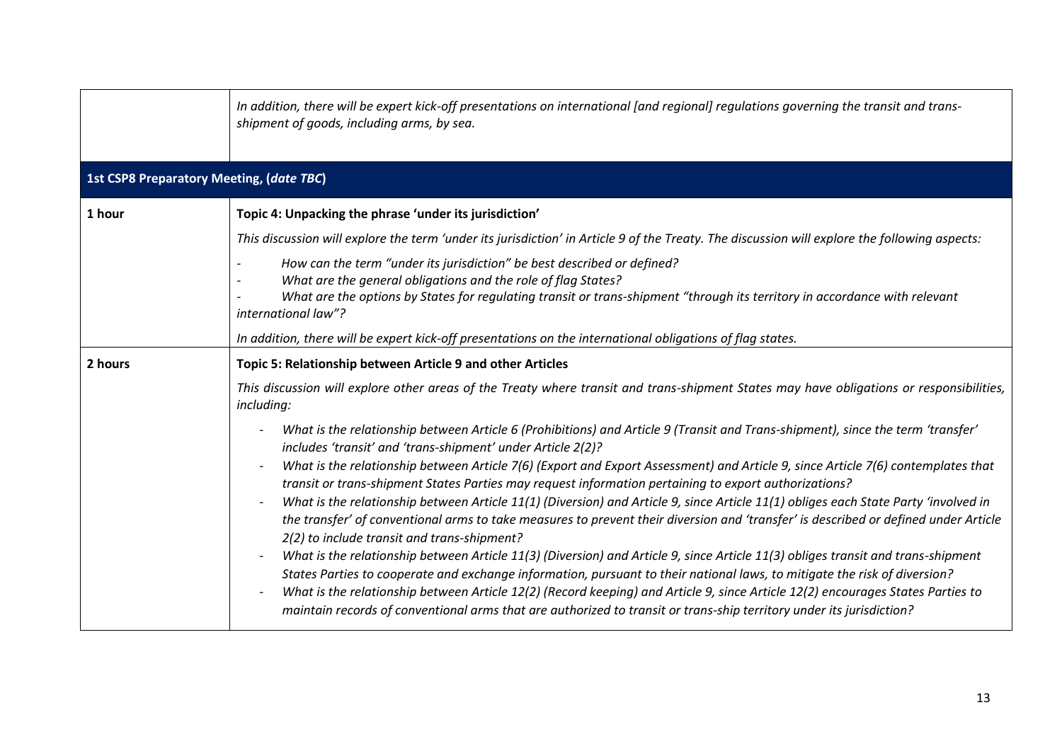| | |
|---|---|
| | *In addition, there will be expert kick-off presentations on international [and regional] regulations governing the transit and trans-shipment of goods, including arms, by sea.* |
| **1st CSP8 Preparatory Meeting, (*date TBC*)** | |
| 1 hour | **Topic 4: Unpacking the phrase 'under its jurisdiction'**<br><br>*This discussion will explore the term 'under its jurisdiction' in Article 9 of the Treaty. The discussion will explore the following aspects:*<br><br>- *How can the term "under its jurisdiction" be best described or defined?*<br>- *What are the general obligations and the role of flag States?*<br>- *What are the options by States for regulating transit or trans-shipment "through its territory in accordance with relevant international law"?*<br><br>*In addition, there will be expert kick-off presentations on the international obligations of flag states.* |
| 2 hours | **Topic 5: Relationship between Article 9 and other Articles**<br><br>*This discussion will explore other areas of the Treaty where transit and trans-shipment States may have obligations or responsibilities, including:*<br><br>- *What is the relationship between Article 6 (Prohibitions) and Article 9 (Transit and Trans-shipment), since the term 'transfer' includes 'transit' and 'trans-shipment' under Article 2(2)?*<br>- *What is the relationship between Article 7(6) (Export and Export Assessment) and Article 9, since Article 7(6) contemplates that transit or trans-shipment States Parties may request information pertaining to export authorizations?*<br>- *What is the relationship between Article 11(1) (Diversion) and Article 9, since Article 11(1) obliges each State Party 'involved in the transfer' of conventional arms to take measures to prevent their diversion and 'transfer' is described or defined under Article 2(2) to include transit and trans-shipment?*<br>- *What is the relationship between Article 11(3) (Diversion) and Article 9, since Article 11(3) obliges transit and trans-shipment States Parties to cooperate and exchange information, pursuant to their national laws, to mitigate the risk of diversion?*<br>- *What is the relationship between Article 12(2) (Record keeping) and Article 9, since Article 12(2) encourages States Parties to maintain records of conventional arms that are authorized to transit or trans-ship territory under its jurisdiction?* |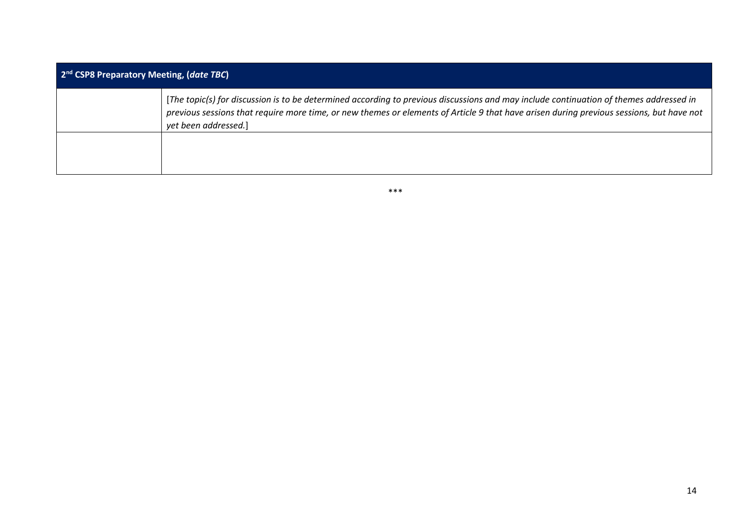| **2nd CSP8 Preparatory Meeting, (*date TBC*)** | |
|---|---|
| | [*The topic(s) for discussion is to be determined according to previous discussions and may include continuation of themes addressed in previous sessions that require more time, or new themes or elements of Article 9 that have arisen during previous sessions, but have not yet been addressed.*] |
| | |

***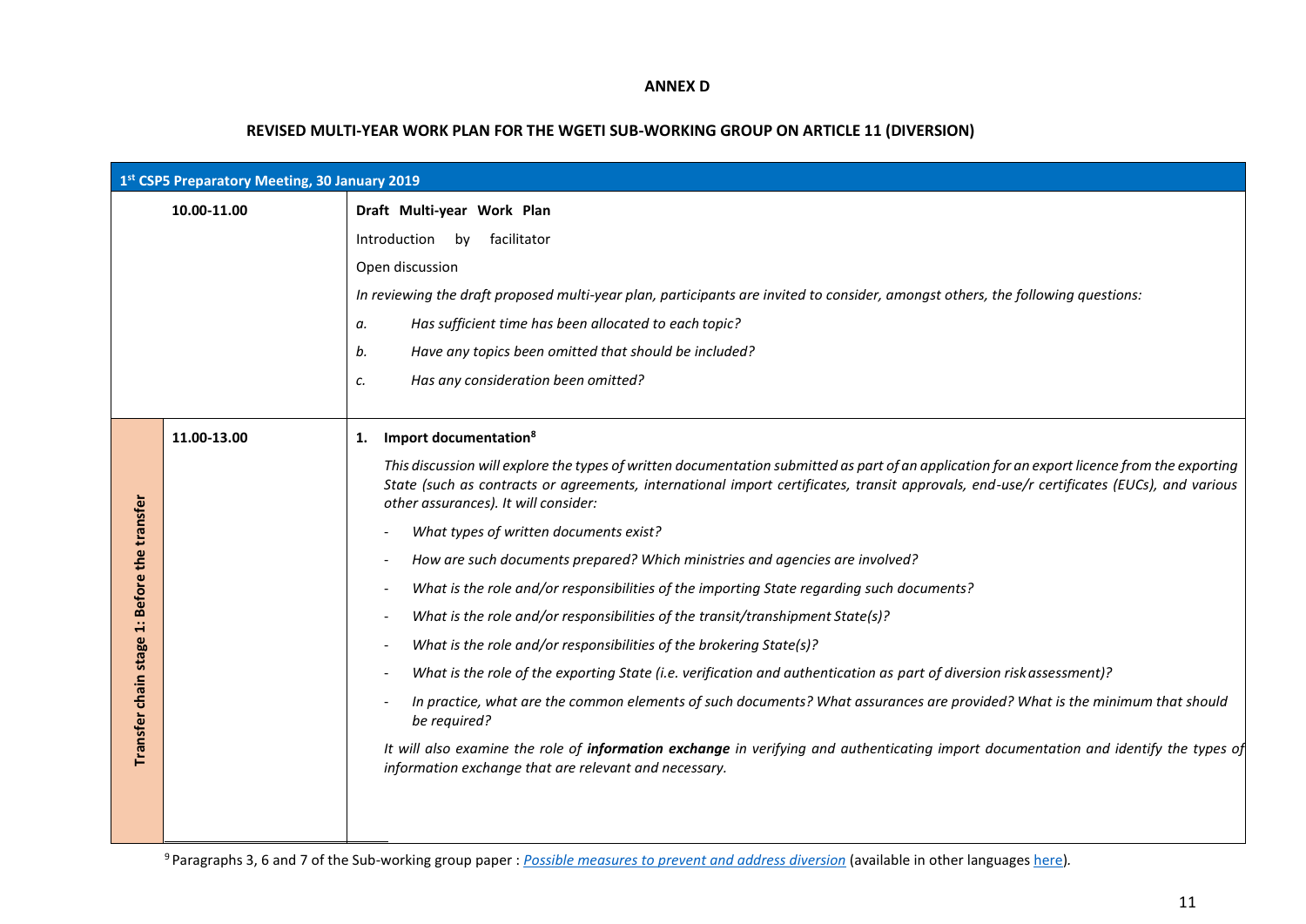**ANNEX D**

**REVISED MULTI-YEAR WORK PLAN FOR THE WGETI SUB-WORKING GROUP ON ARTICLE 11 (DIVERSION)**

| 1st CSP5 Preparatory Meeting, 30 January 2019 | | |
|---|---|---|
| | 10.00-11.00 | **Draft Multi-year Work Plan**<br><br>Introduction by facilitator<br><br>Open discussion<br><br>*In reviewing the draft proposed multi-year plan, participants are invited to consider, amongst others, the following questions:*<br><br>*a. Has sufficient time has been allocated to each topic?*<br><br>*b. Have any topics been omitted that should be included?*<br><br>*c. Has any consideration been omitted?* |
| **Transfer chain stage 1: Before the transfer** | 11.00-13.00 | **1. Import documentation[8]**<br><br>*This discussion will explore the types of written documentation submitted as part of an application for an export licence from the exporting State (such as contracts or agreements, international import certificates, transit approvals, end-use/r certificates (EUCs), and various other assurances). It will consider:*<br><br>- *What types of written documents exist?*<br>- *How are such documents prepared? Which ministries and agencies are involved?*<br>- *What is the role and/or responsibilities of the importing State regarding such documents?*<br>- *What is the role and/or responsibilities of the transit/transhipment State(s)?*<br>- *What is the role and/or responsibilities of the brokering State(s)?*<br>- *What is the role of the exporting State (i.e. verification and authentication as part of diversion risk assessment)?*<br>- *In practice, what are the common elements of such documents? What assurances are provided? What is the minimum that should be required?*<br><br>*It will also examine the role of* ***information exchange*** *in verifying and authenticating import documentation and identify the types of information exchange that are relevant and necessary.* |

[9] Paragraphs 3, 6 and 7 of the Sub-working group paper : *Possible measures to prevent and address diversion* (available in other languages here).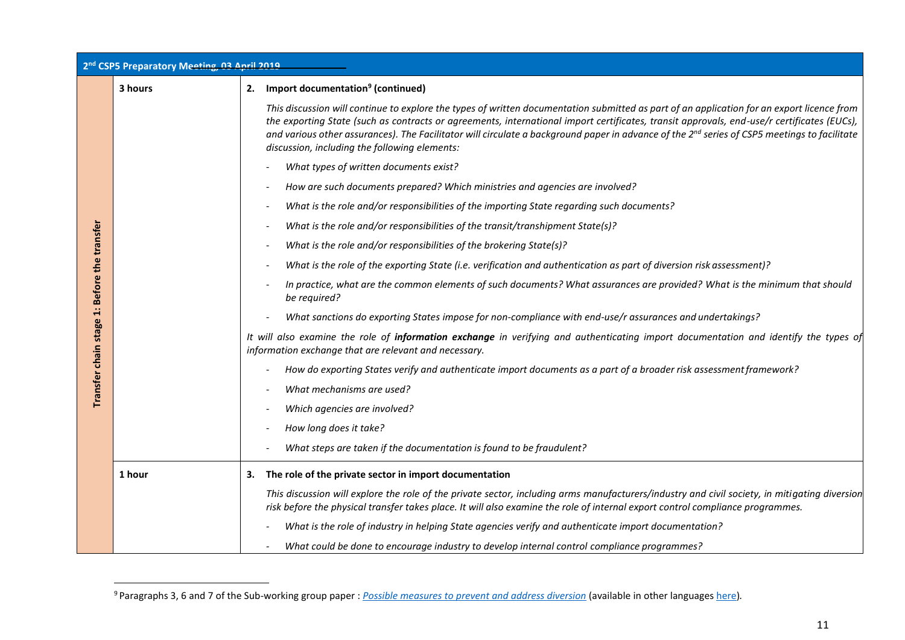| 2nd CSP5 Preparatory Meeting, 03 April 2019 | | |
|---|---|---|
| Transfer chain stage 1: Before the transfer | 3 hours | **2. Import documentation[9] (continued)**<br><br>*This discussion will continue to explore the types of written documentation submitted as part of an application for an export licence from the exporting State (such as contracts or agreements, international import certificates, transit approvals, end-use/r certificates (EUCs), and various other assurances). The Facilitator will circulate a background paper in advance of the 2nd series of CSP5 meetings to facilitate discussion, including the following elements:*<br><br>- *What types of written documents exist?*<br>- *How are such documents prepared? Which ministries and agencies are involved?*<br>- *What is the role and/or responsibilities of the importing State regarding such documents?*<br>- *What is the role and/or responsibilities of the transit/transhipment State(s)?*<br>- *What is the role and/or responsibilities of the brokering State(s)?*<br>- *What is the role of the exporting State (i.e. verification and authentication as part of diversion risk assessment)?*<br>- *In practice, what are the common elements of such documents? What assurances are provided? What is the minimum that should be required?*<br>- *What sanctions do exporting States impose for non-compliance with end-use/r assurances and undertakings?*<br><br>*It will also examine the role of* ***information exchange*** *in verifying and authenticating import documentation and identify the types of information exchange that are relevant and necessary.*<br><br>- *How do exporting States verify and authenticate import documents as a part of a broader risk assessment framework?*<br>- *What mechanisms are used?*<br>- *Which agencies are involved?*<br>- *How long does it take?*<br>- *What steps are taken if the documentation is found to be fraudulent?* |
| | 1 hour | **3. The role of the private sector in import documentation**<br><br>*This discussion will explore the role of the private sector, including arms manufacturers/industry and civil society, in mitigating diversion risk before the physical transfer takes place. It will also examine the role of internal export control compliance programmes.*<br><br>- *What is the role of industry in helping State agencies verify and authenticate import documentation?*<br>- *What could be done to encourage industry to develop internal control compliance programmes?* |

[9] Paragraphs 3, 6 and 7 of the Sub-working group paper : *Possible measures to prevent and address diversion* (available in other languages here).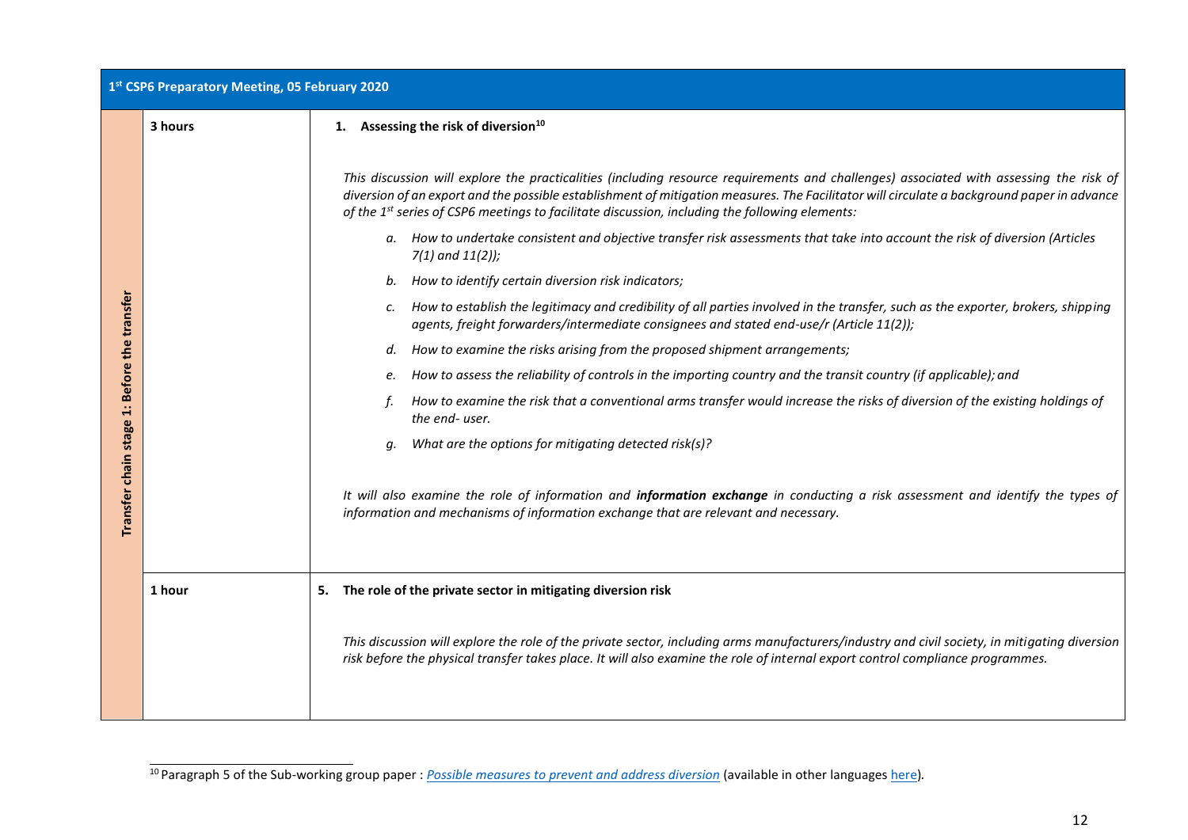| 1st CSP6 Preparatory Meeting, 05 February 2020 | | |
|---|---|---|
| Transfer chain stage 1: Before the transfer | 3 hours | **1. Assessing the risk of diversion[10]**<br><br>*This discussion will explore the practicalities (including resource requirements and challenges) associated with assessing the risk of diversion of an export and the possible establishment of mitigation measures. The Facilitator will circulate a background paper in advance of the 1st series of CSP6 meetings to facilitate discussion, including the following elements:*<br><br>*a. How to undertake consistent and objective transfer risk assessments that take into account the risk of diversion (Articles 7(1) and 11(2));*<br>*b. How to identify certain diversion risk indicators;*<br>*c. How to establish the legitimacy and credibility of all parties involved in the transfer, such as the exporter, brokers, shipping agents, freight forwarders/intermediate consignees and stated end-use/r (Article 11(2));*<br>*d. How to examine the risks arising from the proposed shipment arrangements;*<br>*e. How to assess the reliability of controls in the importing country and the transit country (if applicable); and*<br>*f. How to examine the risk that a conventional arms transfer would increase the risks of diversion of the existing holdings of the end- user.*<br>*g. What are the options for mitigating detected risk(s)?*<br><br>*It will also examine the role of information and **information exchange** in conducting a risk assessment and identify the types of information and mechanisms of information exchange that are relevant and necessary.* |
| | 1 hour | **5. The role of the private sector in mitigating diversion risk**<br><br>*This discussion will explore the role of the private sector, including arms manufacturers/industry and civil society, in mitigating diversion risk before the physical transfer takes place. It will also examine the role of internal export control compliance programmes.* |

[10] Paragraph 5 of the Sub-working group paper : *Possible measures to prevent and address diversion* (available in other languages here).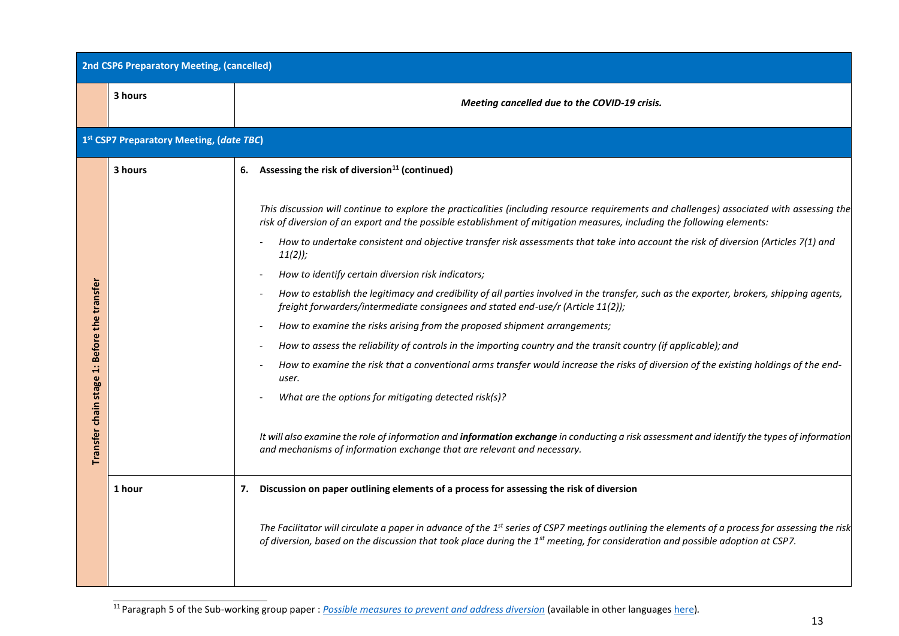| | | |
|---|---|---|
| **2nd CSP6 Preparatory Meeting, (cancelled)** | | |
| | **3 hours** | ***Meeting cancelled due to the COVID-19 crisis.*** |
| **1st CSP7 Preparatory Meeting, (*date TBC*)** | | |
| **Transfer chain stage 1: Before the transfer** | **3 hours** | **6. Assessing the risk of diversion[11] (continued)**<br><br>*This discussion will continue to explore the practicalities (including resource requirements and challenges) associated with assessing the risk of diversion of an export and the possible establishment of mitigation measures, including the following elements:*<br>- *How to undertake consistent and objective transfer risk assessments that take into account the risk of diversion (Articles 7(1) and 11(2));*<br>- *How to identify certain diversion risk indicators;*<br>- *How to establish the legitimacy and credibility of all parties involved in the transfer, such as the exporter, brokers, shipping agents, freight forwarders/intermediate consignees and stated end-use/r (Article 11(2));*<br>- *How to examine the risks arising from the proposed shipment arrangements;*<br>- *How to assess the reliability of controls in the importing country and the transit country (if applicable); and*<br>- *How to examine the risk that a conventional arms transfer would increase the risks of diversion of the existing holdings of the end-user.*<br>- *What are the options for mitigating detected risk(s)?*<br><br>*It will also examine the role of information and* ***information exchange*** *in conducting a risk assessment and identify the types of information and mechanisms of information exchange that are relevant and necessary.* |
| | **1 hour** | **7. Discussion on paper outlining elements of a process for assessing the risk of diversion**<br><br>*The Facilitator will circulate a paper in advance of the 1st series of CSP7 meetings outlining the elements of a process for assessing the risk of diversion, based on the discussion that took place during the 1st meeting, for consideration and possible adoption at CSP7.* |

[11] Paragraph 5 of the Sub-working group paper : *Possible measures to prevent and address diversion* (available in other languages here).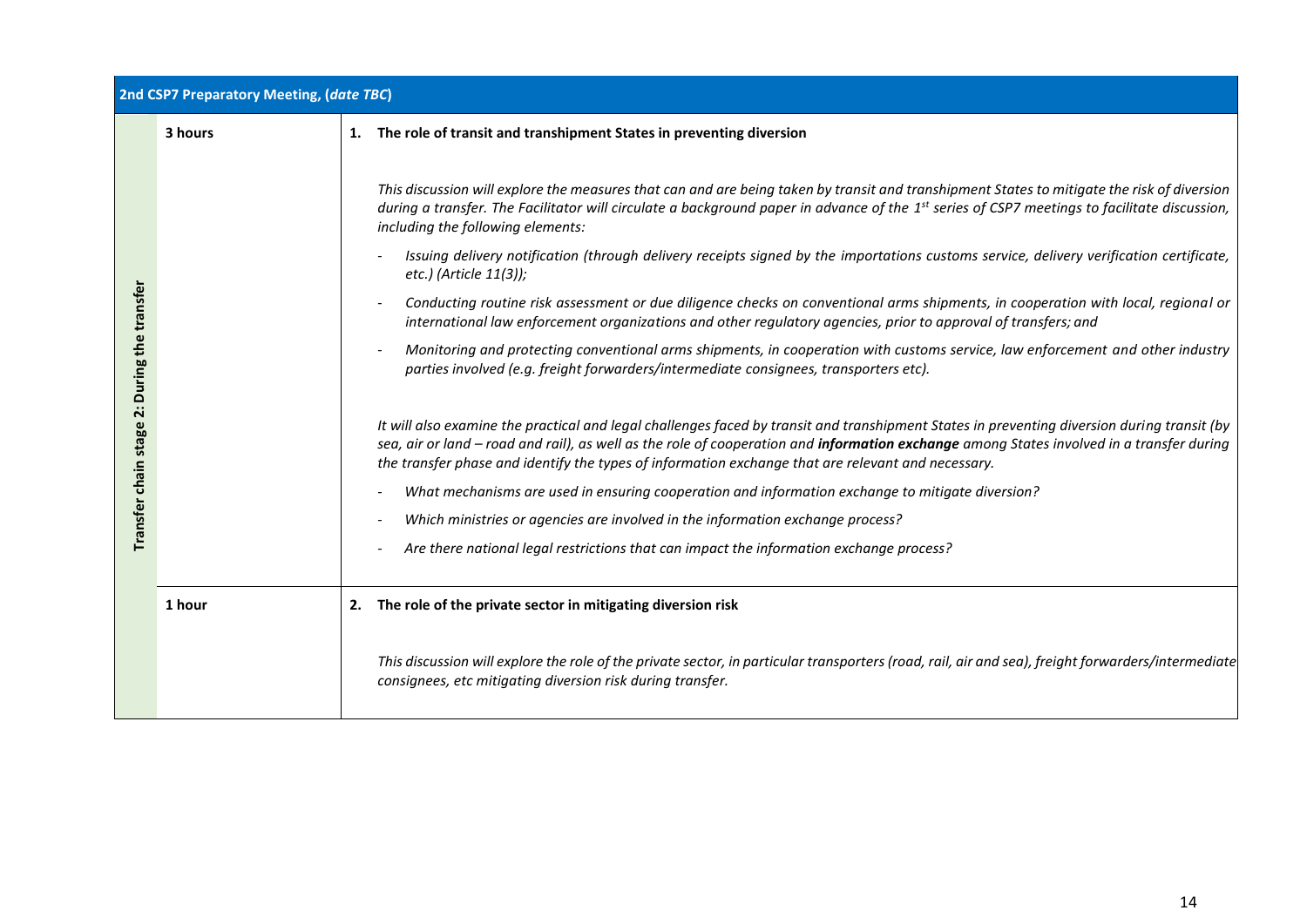| 2nd CSP7 Preparatory Meeting, (*date TBC*) | | |
|---|---|---|
| **Transfer chain stage 2: During the transfer** | **3 hours** | **1. The role of transit and transhipment States in preventing diversion**<br><br>*This discussion will explore the measures that can and are being taken by transit and transhipment States to mitigate the risk of diversion during a transfer. The Facilitator will circulate a background paper in advance of the 1st series of CSP7 meetings to facilitate discussion, including the following elements:*<br><br>- *Issuing delivery notification (through delivery receipts signed by the importations customs service, delivery verification certificate, etc.) (Article 11(3));*<br>- *Conducting routine risk assessment or due diligence checks on conventional arms shipments, in cooperation with local, regional or international law enforcement organizations and other regulatory agencies, prior to approval of transfers; and*<br>- *Monitoring and protecting conventional arms shipments, in cooperation with customs service, law enforcement and other industry parties involved (e.g. freight forwarders/intermediate consignees, transporters etc).*<br><br>*It will also examine the practical and legal challenges faced by transit and transhipment States in preventing diversion during transit (by sea, air or land – road and rail), as well as the role of cooperation and **information exchange** among States involved in a transfer during the transfer phase and identify the types of information exchange that are relevant and necessary.*<br><br>- *What mechanisms are used in ensuring cooperation and information exchange to mitigate diversion?*<br>- *Which ministries or agencies are involved in the information exchange process?*<br>- *Are there national legal restrictions that can impact the information exchange process?* |
| | **1 hour** | **2. The role of the private sector in mitigating diversion risk**<br><br>*This discussion will explore the role of the private sector, in particular transporters (road, rail, air and sea), freight forwarders/intermediate consignees, etc mitigating diversion risk during transfer.* |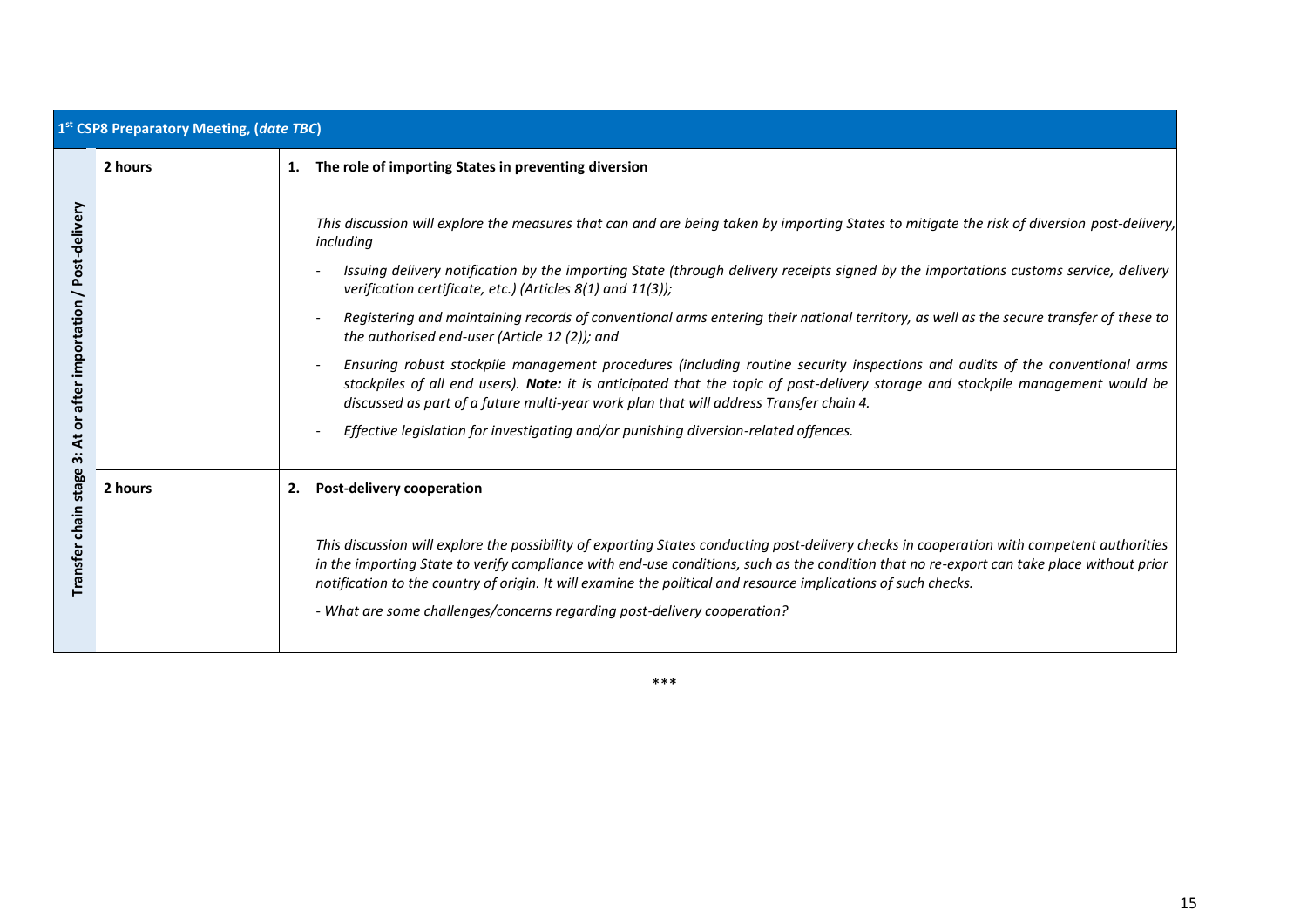| 1st CSP8 Preparatory Meeting, (*date TBC*) | | |
|---|---|---|
| Transfer chain stage 3: At or after importation / Post-delivery | **2 hours** | **1. The role of importing States in preventing diversion**<br><br>*This discussion will explore the measures that can and are being taken by importing States to mitigate the risk of diversion post-delivery, including*<br>- *Issuing delivery notification by the importing State (through delivery receipts signed by the importations customs service, delivery verification certificate, etc.) (Articles 8(1) and 11(3));*<br>- *Registering and maintaining records of conventional arms entering their national territory, as well as the secure transfer of these to the authorised end-user (Article 12 (2)); and*<br>- *Ensuring robust stockpile management procedures (including routine security inspections and audits of the conventional arms stockpiles of all end users). **Note:** it is anticipated that the topic of post-delivery storage and stockpile management would be discussed as part of a future multi-year work plan that will address Transfer chain 4.*<br>- *Effective legislation for investigating and/or punishing diversion-related offences.* |
| | **2 hours** | **2. Post-delivery cooperation**<br><br>*This discussion will explore the possibility of exporting States conducting post-delivery checks in cooperation with competent authorities in the importing State to verify compliance with end-use conditions, such as the condition that no re-export can take place without prior notification to the country of origin. It will examine the political and resource implications of such checks.*<br><br>*- What are some challenges/concerns regarding post-delivery cooperation?* |

***